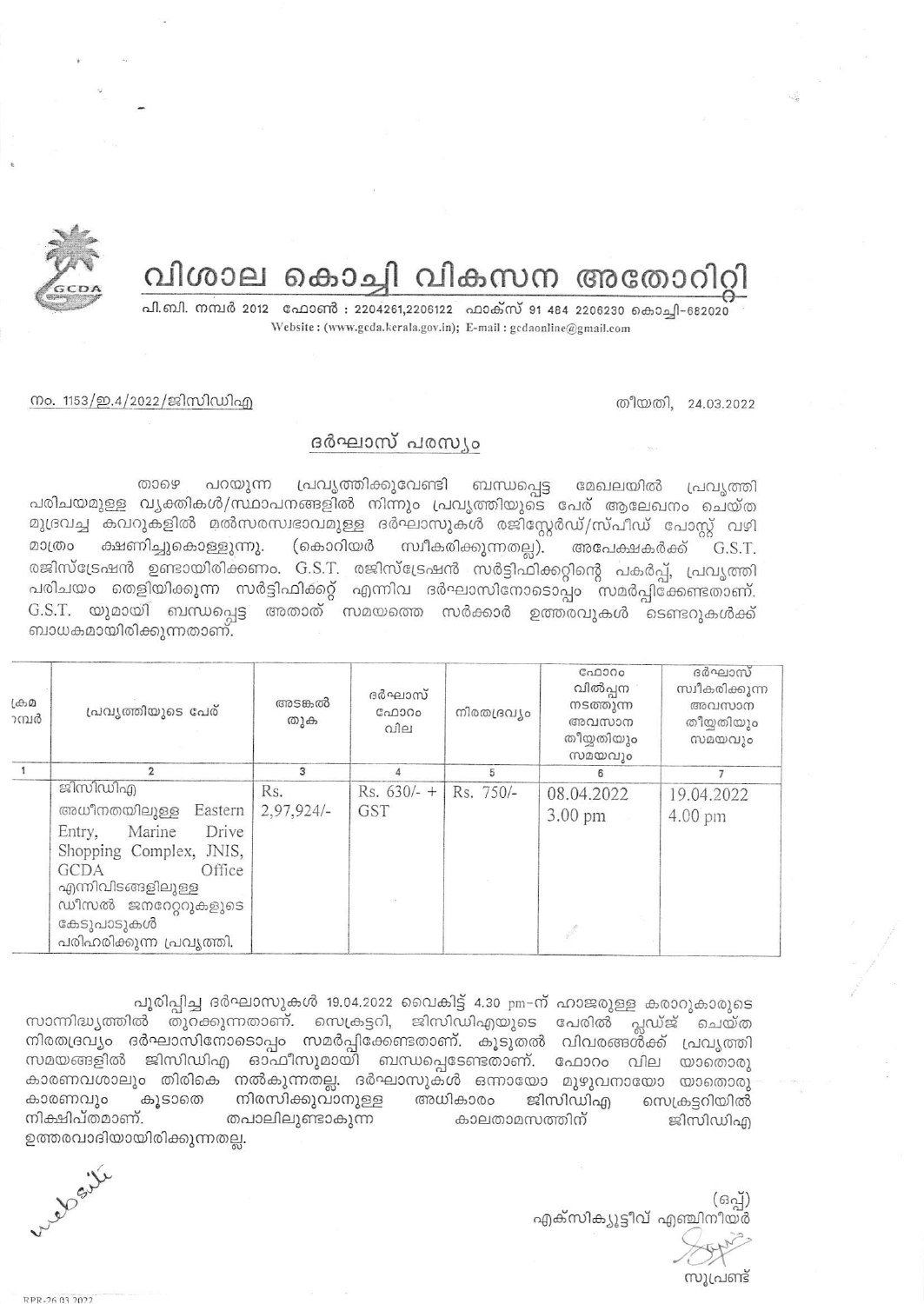# വിശാല കൊച്ചി വികസന അതോറിറ്റി

പി.ബി. നമ്പർ 2012 ഫോൺ : 2204261,2206122 ഫാക്സ് 91 484 2206230 കൊച്ചി–682020
Website : (www.gcda.kerala.gov.in); E-mail : gcdaonline@gmail.com

നം. 1153/ഇ.4/2022/ജിസിഡിഎ

തീയതി, 24.03.2022

## ദർഘാസ് പരസ്യം

താഴെ പറയുന്ന പ്രവൃത്തിക്കുവേണ്ടി ബന്ധപ്പെട്ട മേഖലയിൽ പ്രവൃത്തി പരിചയമുള്ള വ്യക്തികൾ/സ്ഥാപനങ്ങളിൽ നിന്നും പ്രവൃത്തിയുടെ പേര് ആലേഖനം ചെയ്ത മുദ്രവച്ച കവറുകളിൽ മൽസരസ്വഭാവമുള്ള ദർഘാസുകൾ രജിസ്റ്റേർഡ്/സ്പീഡ് പോസ്റ്റ് വഴി മാത്രം ക്ഷണിച്ചുകൊള്ളുന്നു. (കൊറിയർ സ്വീകരിക്കുന്നതല്ല). അപേക്ഷകർക്ക് G.S.T. രജിസ്ട്രേഷൻ ഉണ്ടായിരിക്കണം. G.S.T. രജിസ്ട്രേഷൻ സർട്ടിഫിക്കറ്റിന്റെ പകർപ്പ്, പ്രവൃത്തി പരിചയം തെളിയിക്കുന്ന സർട്ടിഫിക്കറ്റ് എന്നിവ ദർഘാസിനോടൊപ്പം സമർപ്പിക്കേണ്ടതാണ്. G.S.T. യുമായി ബന്ധപ്പെട്ട അതാത് സമയത്തെ സർക്കാർ ഉത്തരവുകൾ ടെണ്ടറുകൾക്ക് ബാധകമായിരിക്കുന്നതാണ്.

| ക്രമ നമ്പർ | പ്രവൃത്തിയുടെ പേര് | അടങ്കൽ തുക | ദർഘാസ് ഫോറം വില | നിരതദ്രവ്യം | ഫോറം വിൽപ്പന നടത്തുന്ന അവസാന തീയ്യതിയും സമയവും | ദർഘാസ് സ്വീകരിക്കുന്ന അവസാന തീയ്യതിയും സമയവും |
|---|---|---|---|---|---|---|
| 1 | 2 | 3 | 4 | 5 | 6 | 7 |
| | ജിസിഡിഎ അധീനതയിലുള്ള Eastern Entry, Marine Drive Shopping Complex, JNIS, GCDA Office എന്നിവിടങ്ങളിലുള്ള ഡീസൽ ജനറേറ്ററുകളുടെ കേടുപാടുകൾ പരിഹരിക്കുന്ന പ്രവൃത്തി. | Rs. 2,97,924/- | Rs. 630/- + GST | Rs. 750/- | 08.04.2022 3.00 pm | 19.04.2022 4.00 pm |

പൂരിപ്പിച്ച ദർഘാസുകൾ 19.04.2022 വൈകിട്ട് 4.30 pm–ന് ഹാജരുള്ള കരാറുകാരുടെ സാന്നിദ്ധ്യത്തിൽ തുറക്കുന്നതാണ്. സെക്രട്ടറി, ജിസിഡിഎയുടെ പേരിൽ പ്ലഡ്ജ് ചെയ്ത നിരതദ്രവ്യം ദർഘാസിനോടൊപ്പം സമർപ്പിക്കേണ്ടതാണ്. കൂടുതൽ വിവരങ്ങൾക്ക് പ്രവൃത്തി സമയങ്ങളിൽ ജിസിഡിഎ ഓഫീസുമായി ബന്ധപ്പെടേണ്ടതാണ്. ഫോറം വില യാതൊരു കാരണവശാലും തിരികെ നൽകുന്നതല്ല. ദർഘാസുകൾ ഒന്നായോ മുഴുവനായോ യാതൊരു കാരണവും കൂടാതെ നിരസിക്കുവാനുള്ള അധികാരം ജിസിഡിഎ സെക്രട്ടറിയിൽ നിക്ഷിപ്തമാണ്. തപാലിലുണ്ടാകുന്ന കാലതാമസത്തിന് ജിസിഡിഎ ഉത്തരവാദിയായിരിക്കുന്നതല്ല.

website

(ഒപ്പ്)
എക്സിക്യൂട്ടീവ് എഞ്ചിനീയർ

സൂപ്രണ്ട്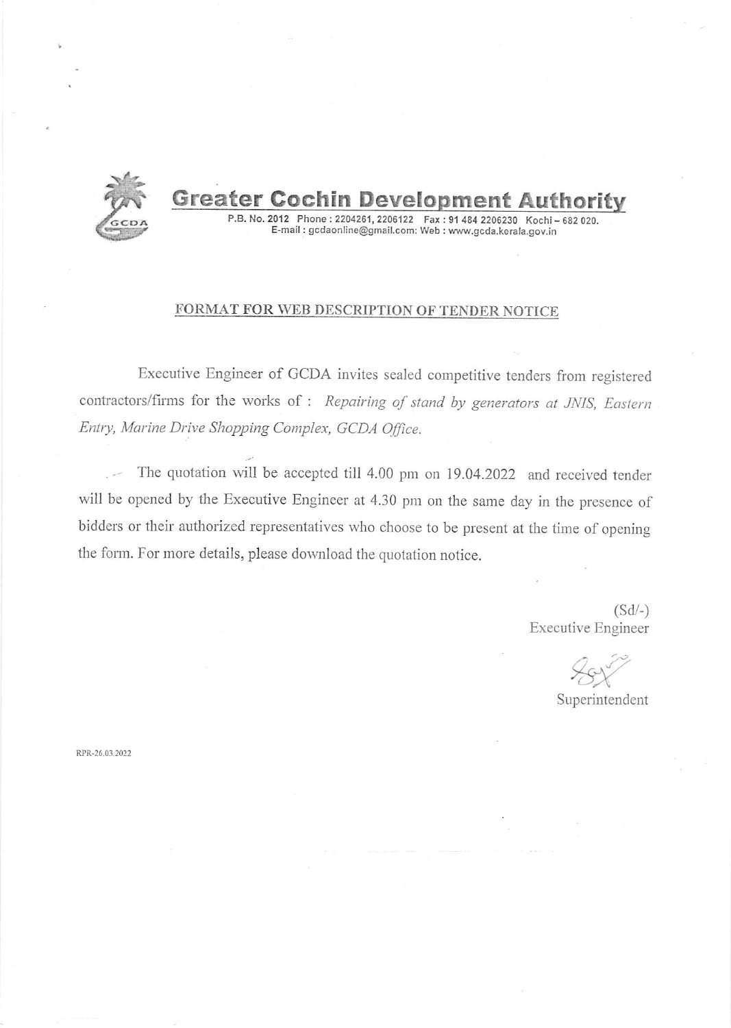# Greater Cochin Development Authority

P.B. No. 2012 Phone : 2204261, 2206122 Fax : 91 484 2206230 Kochi – 682 020.
E-mail : gcdaonline@gmail.com; Web : www.gcda.kerala.gov.in

## FORMAT FOR WEB DESCRIPTION OF TENDER NOTICE

Executive Engineer of GCDA invites sealed competitive tenders from registered contractors/firms for the works of : *Repairing of stand by generators at JNIS, Eastern Entry, Marine Drive Shopping Complex, GCDA Office.*

The quotation will be accepted till 4.00 pm on 19.04.2022 and received tender will be opened by the Executive Engineer at 4.30 pm on the same day in the presence of bidders or their authorized representatives who choose to be present at the time of opening the form. For more details, please download the quotation notice.

(Sd/-)
Executive Engineer

Superintendent

RPR-26.03.2022